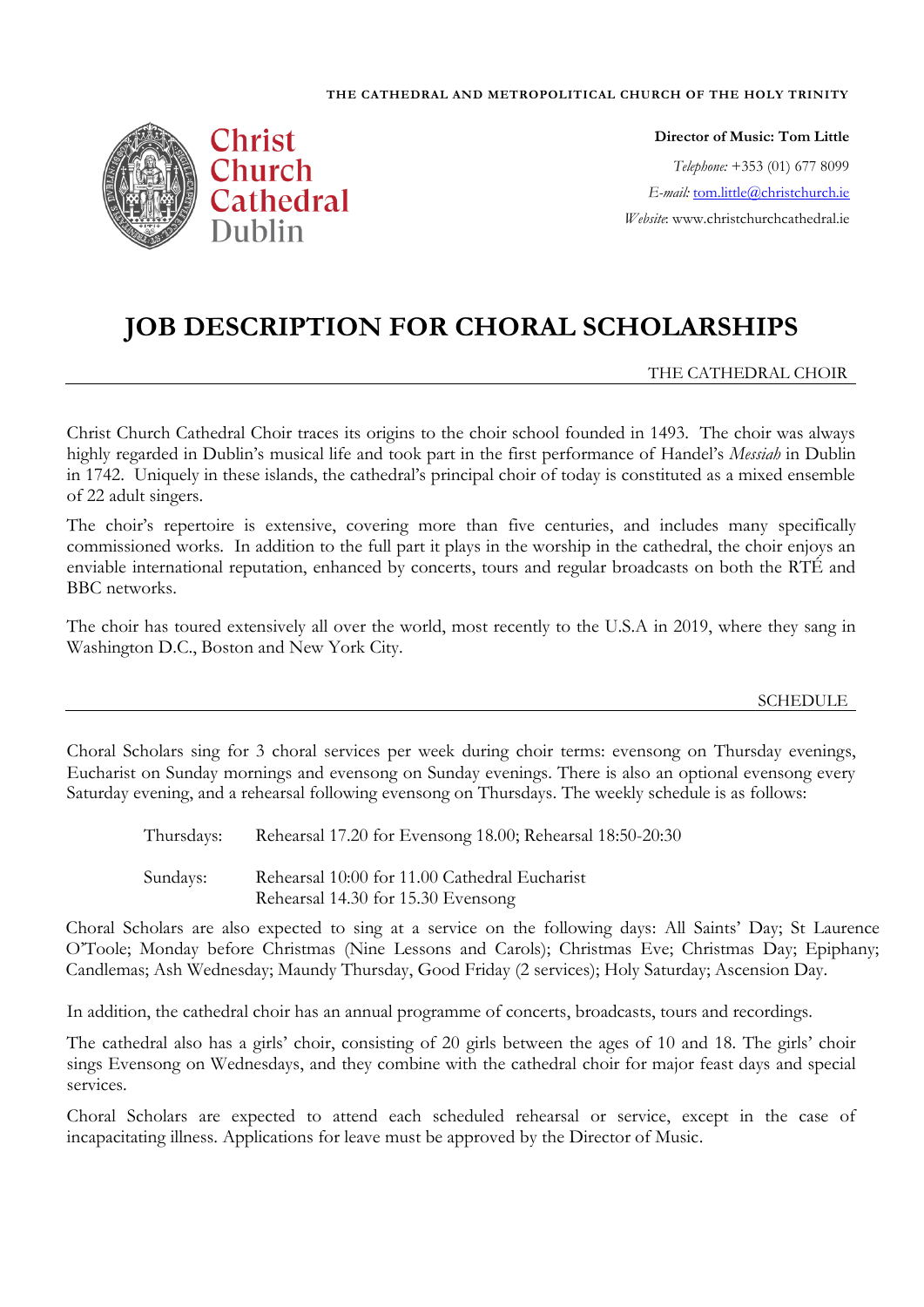THE CATHEDRAL AND METROPOLITICAL CHURCH OF THE HOLY TRINITY

Christ Church Cathedral Dublin

**Director of Music: Tom Little**

*Telephone:* +353 (01) 677 8099

*E-mail:* tom.little@christchurch.ie

*Website*: www.christchurchcathedral.ie

# JOB DESCRIPTION FOR CHORAL SCHOLARSHIPS

## THE CATHEDRAL CHOIR

Christ Church Cathedral Choir traces its origins to the choir school founded in 1493. The choir was always highly regarded in Dublin's musical life and took part in the first performance of Handel's *Messiah* in Dublin in 1742. Uniquely in these islands, the cathedral's principal choir of today is constituted as a mixed ensemble of 22 adult singers.

The choir's repertoire is extensive, covering more than five centuries, and includes many specifically commissioned works. In addition to the full part it plays in the worship in the cathedral, the choir enjoys an enviable international reputation, enhanced by concerts, tours and regular broadcasts on both the RTÉ and BBC networks.

The choir has toured extensively all over the world, most recently to the U.S.A in 2019, where they sang in Washington D.C., Boston and New York City.

## SCHEDULE

Choral Scholars sing for 3 choral services per week during choir terms: evensong on Thursday evenings, Eucharist on Sunday mornings and evensong on Sunday evenings. There is also an optional evensong every Saturday evening, and a rehearsal following evensong on Thursdays. The weekly schedule is as follows:

Thursdays: Rehearsal 17.20 for Evensong 18.00; Rehearsal 18:50-20:30

Sundays: Rehearsal 10:00 for 11.00 Cathedral Eucharist
Rehearsal 14.30 for 15.30 Evensong

Choral Scholars are also expected to sing at a service on the following days: All Saints' Day; St Laurence O'Toole; Monday before Christmas (Nine Lessons and Carols); Christmas Eve; Christmas Day; Epiphany; Candlemas; Ash Wednesday; Maundy Thursday, Good Friday (2 services); Holy Saturday; Ascension Day.

In addition, the cathedral choir has an annual programme of concerts, broadcasts, tours and recordings.

The cathedral also has a girls' choir, consisting of 20 girls between the ages of 10 and 18. The girls' choir sings Evensong on Wednesdays, and they combine with the cathedral choir for major feast days and special services.

Choral Scholars are expected to attend each scheduled rehearsal or service, except in the case of incapacitating illness. Applications for leave must be approved by the Director of Music.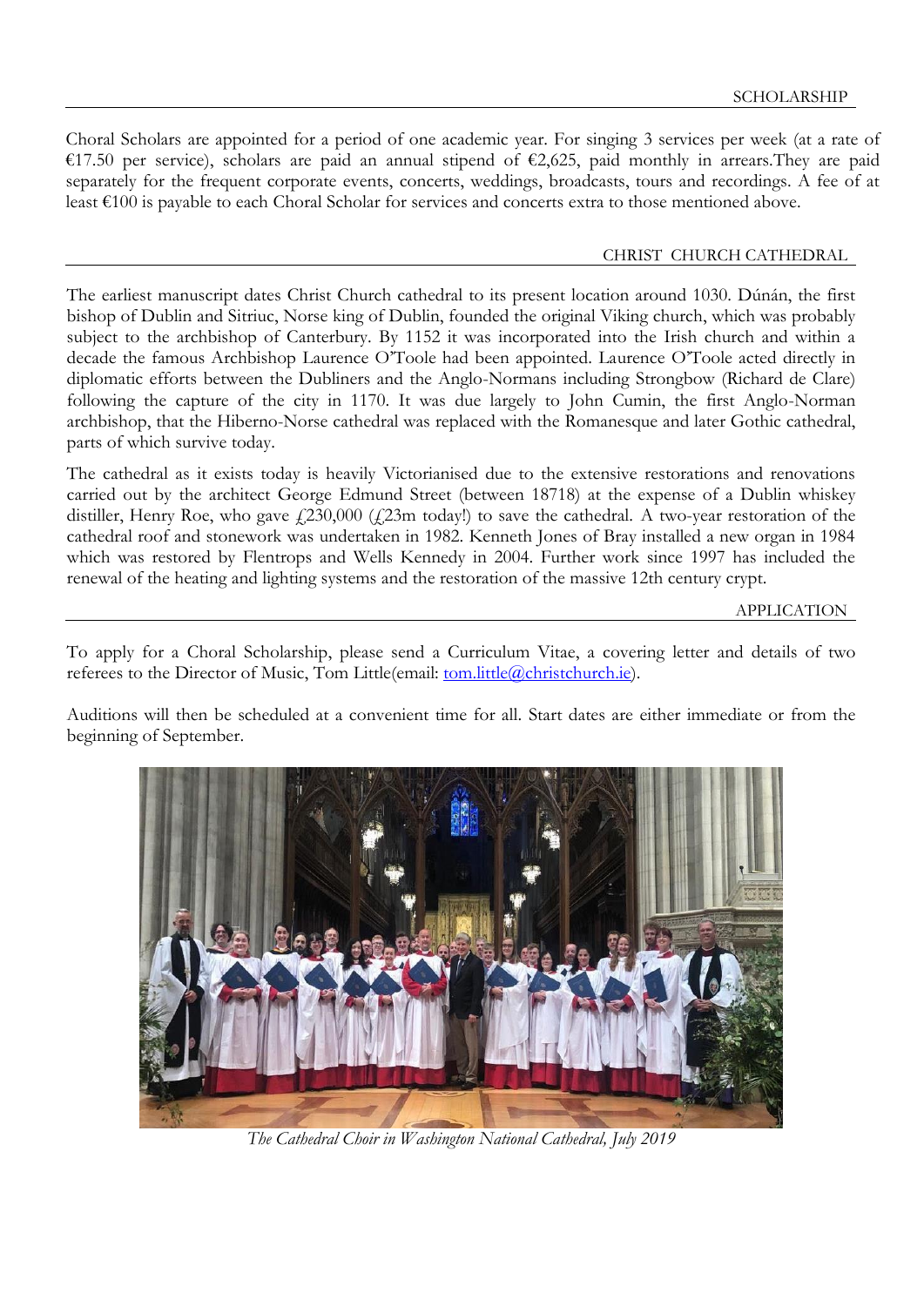## SCHOLARSHIP

Choral Scholars are appointed for a period of one academic year. For singing 3 services per week (at a rate of €17.50 per service), scholars are paid an annual stipend of €2,625, paid monthly in arrears.They are paid separately for the frequent corporate events, concerts, weddings, broadcasts, tours and recordings. A fee of at least €100 is payable to each Choral Scholar for services and concerts extra to those mentioned above.

## CHRIST CHURCH CATHEDRAL

The earliest manuscript dates Christ Church cathedral to its present location around 1030. Dúnán, the first bishop of Dublin and Sitriuc, Norse king of Dublin, founded the original Viking church, which was probably subject to the archbishop of Canterbury. By 1152 it was incorporated into the Irish church and within a decade the famous Archbishop Laurence O'Toole had been appointed. Laurence O'Toole acted directly in diplomatic efforts between the Dubliners and the Anglo-Normans including Strongbow (Richard de Clare) following the capture of the city in 1170. It was due largely to John Cumin, the first Anglo-Norman archbishop, that the Hiberno-Norse cathedral was replaced with the Romanesque and later Gothic cathedral, parts of which survive today.

The cathedral as it exists today is heavily Victorianised due to the extensive restorations and renovations carried out by the architect George Edmund Street (between 18718) at the expense of a Dublin whiskey distiller, Henry Roe, who gave £230,000 (£23m today!) to save the cathedral. A two-year restoration of the cathedral roof and stonework was undertaken in 1982. Kenneth Jones of Bray installed a new organ in 1984 which was restored by Flentrops and Wells Kennedy in 2004. Further work since 1997 has included the renewal of the heating and lighting systems and the restoration of the massive 12th century crypt.

## APPLICATION

To apply for a Choral Scholarship, please send a Curriculum Vitae, a covering letter and details of two referees to the Director of Music, Tom Little(email: tom.little@christchurch.ie).

Auditions will then be scheduled at a convenient time for all. Start dates are either immediate or from the beginning of September.

*The Cathedral Choir in Washington National Cathedral, July 2019*